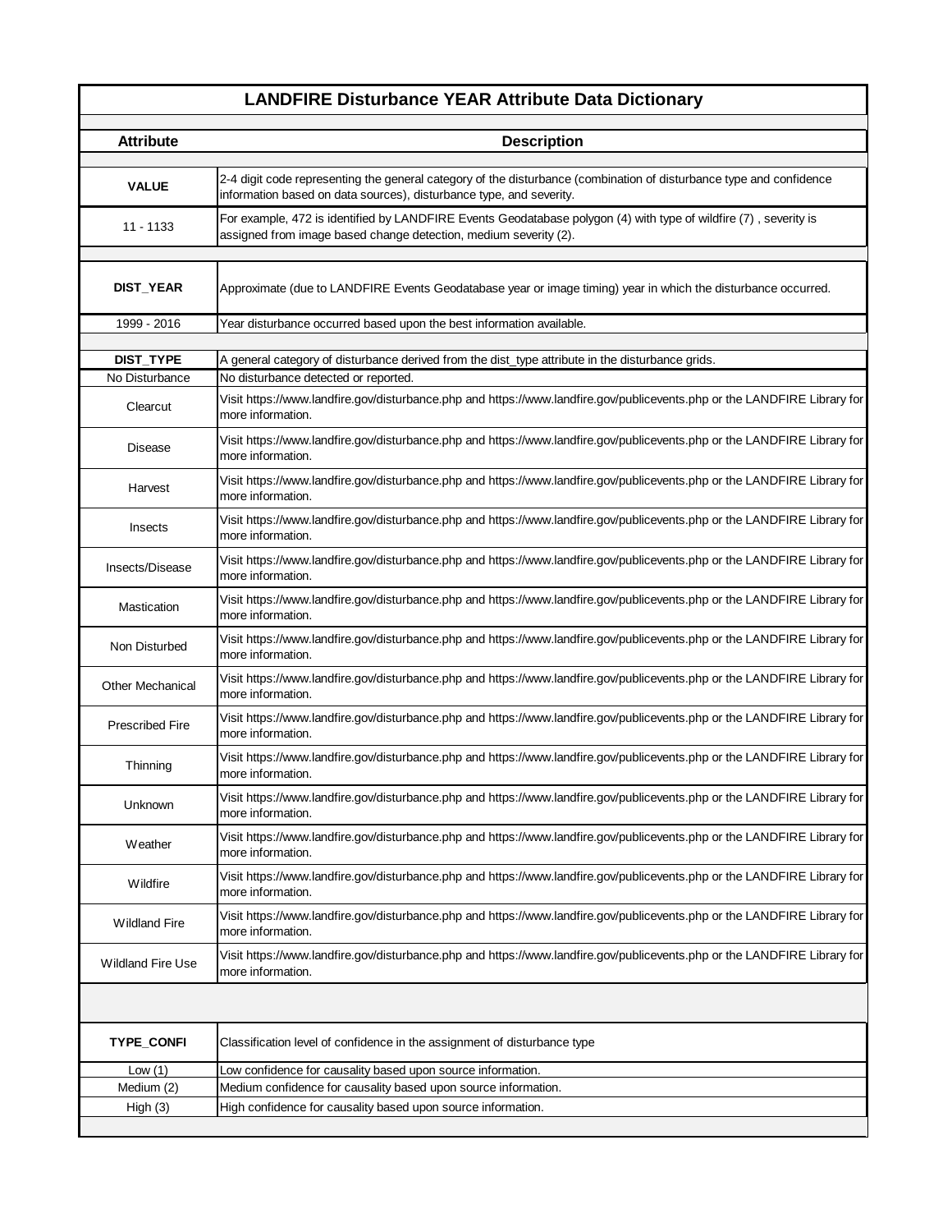# LANDFIRE Disturbance YEAR Attribute Data Dictionary

| Attribute | Description |
|---|---|
| **VALUE** | 2-4 digit code representing the general category of the disturbance (combination of disturbance type and confidence information based on data sources), disturbance type, and severity. |
| 11 - 1133 | For example, 472 is identified by LANDFIRE Events Geodatabase polygon (4) with type of wildfire (7) , severity is assigned from image based change detection, medium severity (2). |
| | |
| **DIST_YEAR** | Approximate (due to LANDFIRE Events Geodatabase year or image timing) year in which the disturbance occurred. |
| 1999 - 2016 | Year disturbance occurred based upon the best information available. |
| | |
| **DIST_TYPE** | A general category of disturbance derived from the dist_type attribute in the disturbance grids. |
| No Disturbance | No disturbance detected or reported. |
| Clearcut | Visit https://www.landfire.gov/disturbance.php and https://www.landfire.gov/publicevents.php or the LANDFIRE Library for more information. |
| Disease | Visit https://www.landfire.gov/disturbance.php and https://www.landfire.gov/publicevents.php or the LANDFIRE Library for more information. |
| Harvest | Visit https://www.landfire.gov/disturbance.php and https://www.landfire.gov/publicevents.php or the LANDFIRE Library for more information. |
| Insects | Visit https://www.landfire.gov/disturbance.php and https://www.landfire.gov/publicevents.php or the LANDFIRE Library for more information. |
| Insects/Disease | Visit https://www.landfire.gov/disturbance.php and https://www.landfire.gov/publicevents.php or the LANDFIRE Library for more information. |
| Mastication | Visit https://www.landfire.gov/disturbance.php and https://www.landfire.gov/publicevents.php or the LANDFIRE Library for more information. |
| Non Disturbed | Visit https://www.landfire.gov/disturbance.php and https://www.landfire.gov/publicevents.php or the LANDFIRE Library for more information. |
| Other Mechanical | Visit https://www.landfire.gov/disturbance.php and https://www.landfire.gov/publicevents.php or the LANDFIRE Library for more information. |
| Prescribed Fire | Visit https://www.landfire.gov/disturbance.php and https://www.landfire.gov/publicevents.php or the LANDFIRE Library for more information. |
| Thinning | Visit https://www.landfire.gov/disturbance.php and https://www.landfire.gov/publicevents.php or the LANDFIRE Library for more information. |
| Unknown | Visit https://www.landfire.gov/disturbance.php and https://www.landfire.gov/publicevents.php or the LANDFIRE Library for more information. |
| Weather | Visit https://www.landfire.gov/disturbance.php and https://www.landfire.gov/publicevents.php or the LANDFIRE Library for more information. |
| Wildfire | Visit https://www.landfire.gov/disturbance.php and https://www.landfire.gov/publicevents.php or the LANDFIRE Library for more information. |
| Wildland Fire | Visit https://www.landfire.gov/disturbance.php and https://www.landfire.gov/publicevents.php or the LANDFIRE Library for more information. |
| Wildland Fire Use | Visit https://www.landfire.gov/disturbance.php and https://www.landfire.gov/publicevents.php or the LANDFIRE Library for more information. |
| | |
| **TYPE_CONFI** | Classification level of confidence in the assignment of disturbance type |
| Low (1) | Low confidence for causality based upon source information. |
| Medium (2) | Medium confidence for causality based upon source information. |
| High (3) | High confidence for causality based upon source information. |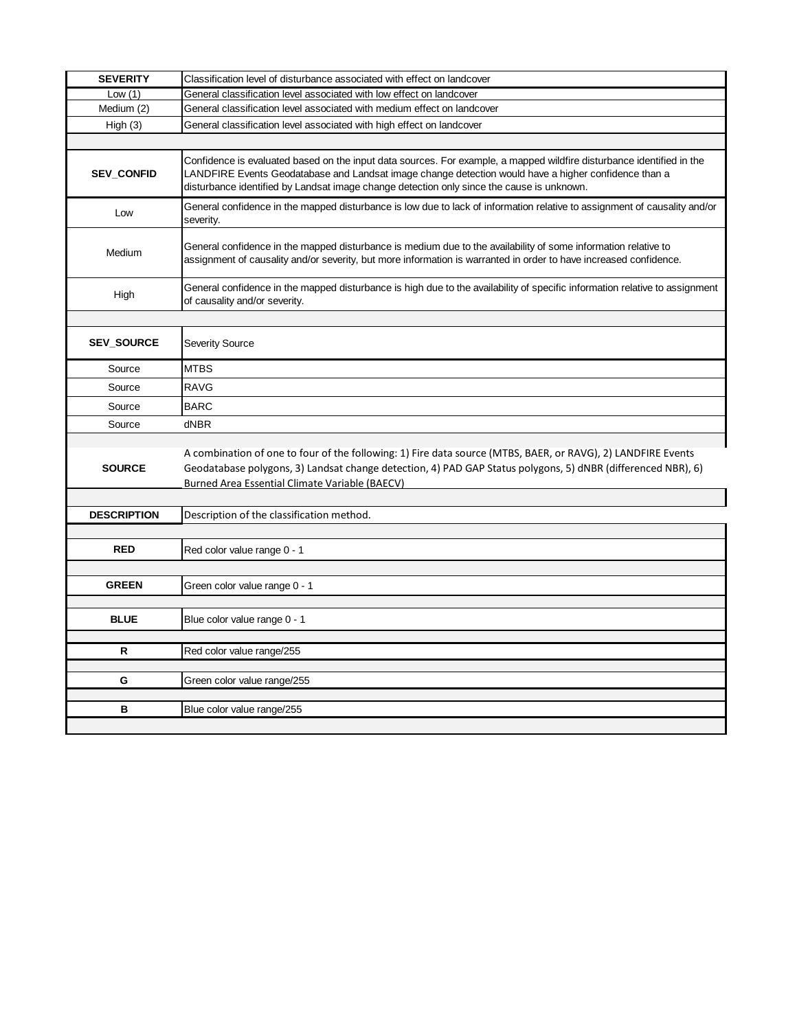| | |
|---|---|
| **SEVERITY** | Classification level of disturbance associated with effect on landcover |
| Low (1) | General classification level associated with low effect on landcover |
| Medium (2) | General classification level associated with medium effect on landcover |
| High (3) | General classification level associated with high effect on landcover |
| | |
| **SEV_CONFID** | Confidence is evaluated based on the input data sources. For example, a mapped wildfire disturbance identified in the LANDFIRE Events Geodatabase and Landsat image change detection would have a higher confidence than a disturbance identified by Landsat image change detection only since the cause is unknown. |
| Low | General confidence in the mapped disturbance is low due to lack of information relative to assignment of causality and/or severity. |
| Medium | General confidence in the mapped disturbance is medium due to the availability of some information relative to assignment of causality and/or severity, but more information is warranted in order to have increased confidence. |
| High | General confidence in the mapped disturbance is high due to the availability of specific information relative to assignment of causality and/or severity. |
| | |
| **SEV_SOURCE** | Severity Source |
| Source | MTBS |
| Source | RAVG |
| Source | BARC |
| Source | dNBR |
| | |
| **SOURCE** | A combination of one to four of the following: 1) Fire data source (MTBS, BAER, or RAVG), 2) LANDFIRE Events Geodatabase polygons, 3) Landsat change detection, 4) PAD GAP Status polygons, 5) dNBR (differenced NBR), 6) Burned Area Essential Climate Variable (BAECV) |
| | |
| **DESCRIPTION** | Description of the classification method. |
| | |
| **RED** | Red color value range 0 - 1 |
| | |
| **GREEN** | Green color value range 0 - 1 |
| | |
| **BLUE** | Blue color value range 0 - 1 |
| | |
| **R** | Red color value range/255 |
| | |
| **G** | Green color value range/255 |
| | |
| **B** | Blue color value range/255 |
| | |